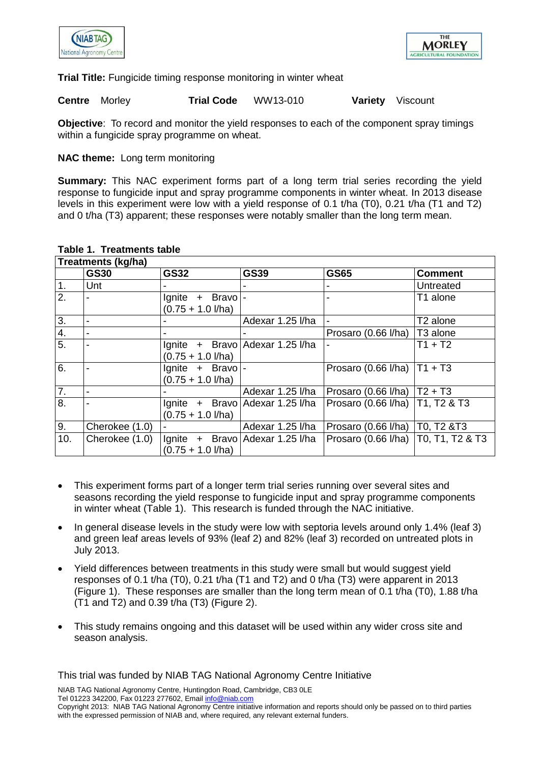**Trial Title:** Fungicide timing response monitoring in winter wheat

**Centre** Morley **Trial Code** WW13-010 **Variety** Viscount

**Objective**: To record and monitor the yield responses to each of the component spray timings within a fungicide spray programme on wheat.

**NAC theme:** Long term monitoring

**Summary:** This NAC experiment forms part of a long term trial series recording the yield response to fungicide input and spray programme components in winter wheat. In 2013 disease levels in this experiment were low with a yield response of 0.1 t/ha (T0), 0.21 t/ha (T1 and T2) and 0 t/ha (T3) apparent; these responses were notably smaller than the long term mean.

**Table 1. Treatments table**

| Treatments (kg/ha) | | | | | |
|---|---|---|---|---|---|
| | **GS30** | **GS32** | **GS39** | **GS65** | **Comment** |
| 1. | Unt | - | - | - | Untreated |
| 2. | - | Ignite + Bravo (0.75 + 1.0 l/ha) | - | - | T1 alone |
| 3. | - | - | Adexar 1.25 l/ha | - | T2 alone |
| 4. | - | - | - | Prosaro (0.66 l/ha) | T3 alone |
| 5. | - | Ignite + Bravo (0.75 + 1.0 l/ha) | Adexar 1.25 l/ha | - | T1 + T2 |
| 6. | - | Ignite + Bravo (0.75 + 1.0 l/ha) | - | Prosaro (0.66 l/ha) | T1 + T3 |
| 7. | - | - | Adexar 1.25 l/ha | Prosaro (0.66 l/ha) | T2 + T3 |
| 8. | - | Ignite + Bravo (0.75 + 1.0 l/ha) | Adexar 1.25 l/ha | Prosaro (0.66 l/ha) | T1, T2 & T3 |
| 9. | Cherokee (1.0) | - | Adexar 1.25 l/ha | Prosaro (0.66 l/ha) | T0, T2 &T3 |
| 10. | Cherokee (1.0) | Ignite + Bravo (0.75 + 1.0 l/ha) | Adexar 1.25 l/ha | Prosaro (0.66 l/ha) | T0, T1, T2 & T3 |

- This experiment forms part of a longer term trial series running over several sites and seasons recording the yield response to fungicide input and spray programme components in winter wheat (Table 1). This research is funded through the NAC initiative.
- In general disease levels in the study were low with septoria levels around only 1.4% (leaf 3) and green leaf areas levels of 93% (leaf 2) and 82% (leaf 3) recorded on untreated plots in July 2013.
- Yield differences between treatments in this study were small but would suggest yield responses of 0.1 t/ha (T0), 0.21 t/ha (T1 and T2) and 0 t/ha (T3) were apparent in 2013 (Figure 1). These responses are smaller than the long term mean of 0.1 t/ha (T0), 1.88 t/ha (T1 and T2) and 0.39 t/ha (T3) (Figure 2).
- This study remains ongoing and this dataset will be used within any wider cross site and season analysis.

This trial was funded by NIAB TAG National Agronomy Centre Initiative

NIAB TAG National Agronomy Centre, Huntingdon Road, Cambridge, CB3 0LE
Tel 01223 342200, Fax 01223 277602, Email info@niab.com
Copyright 2013: NIAB TAG National Agronomy Centre initiative information and reports should only be passed on to third parties with the expressed permission of NIAB and, where required, any relevant external funders.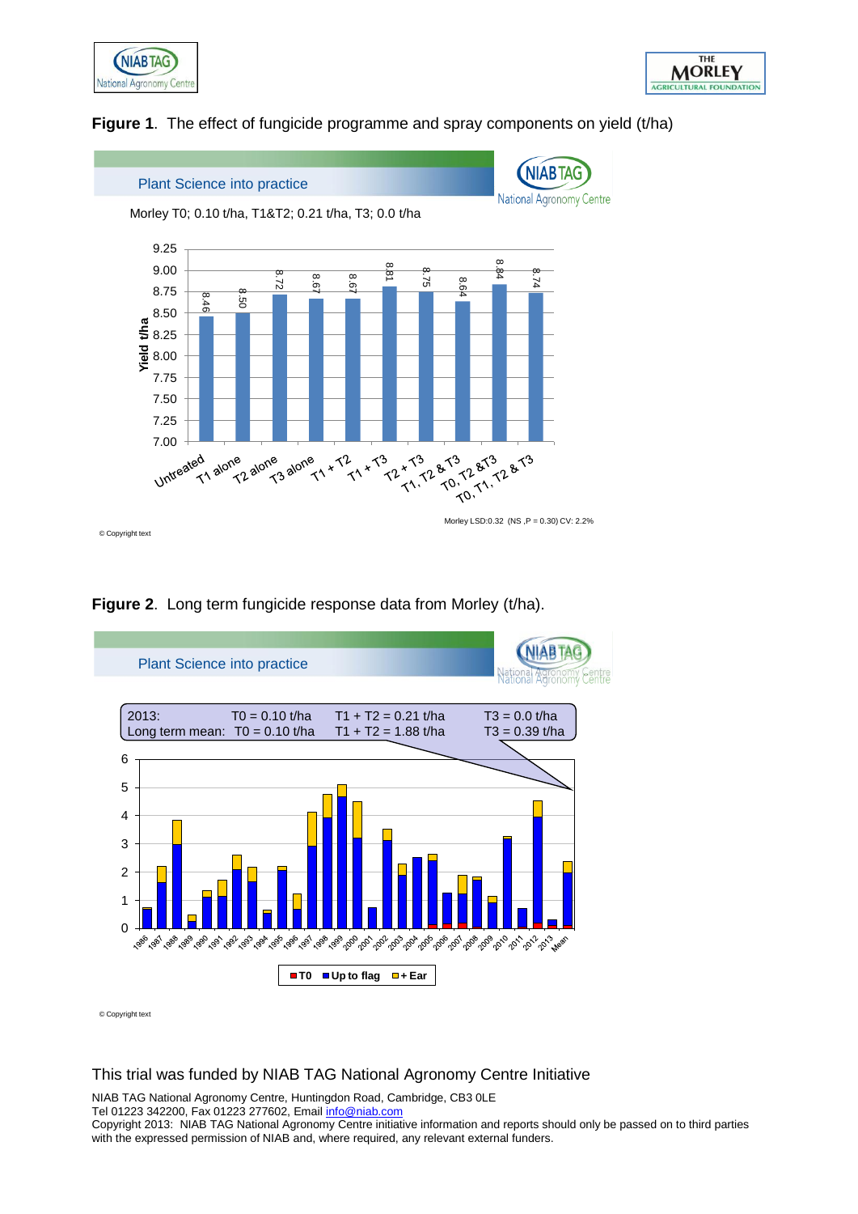**Figure 1**. The effect of fungicide programme and spray components on yield (t/ha)

Plant Science into practice

Morley T0; 0.10 t/ha, T1&T2; 0.21 t/ha, T3; 0.0 t/ha

Yield t/ha

9.25
9.00
8.75
8.50
8.25
8.00
7.75
7.50
7.25
7.00

8.46
8.50
8.72
8.67
8.67
8.81
8.75
8.64
8.84
8.74

Untreated
T1 alone
T2 alone
T3 alone
T1 + T2
T1 + T3
T2 + T3
T1, T2 & T3
T0, T2 &T3
T0, T1, T2 & T3

Morley LSD:0.32 (NS ,P = 0.30) CV: 2.2%

© Copyright text

**Figure 2**. Long term fungicide response data from Morley (t/ha).

Plant Science into practice

2013: T0 = 0.10 t/ha T1 + T2 = 0.21 t/ha T3 = 0.0 t/ha
Long term mean: T0 = 0.10 t/ha T1 + T2 = 1.88 t/ha T3 = 0.39 t/ha

6
5
4
3
2
1
0

1986 1987 1988 1989 1990 1991 1992 1993 1994 1995 1996 1997 1998 1999 2000 2001 2002 2003 2004 2005 2006 2007 2008 2009 2010 2011 2012 2013 Mean

T0 Up to flag + Ear

© Copyright text

This trial was funded by NIAB TAG National Agronomy Centre Initiative

NIAB TAG National Agronomy Centre, Huntingdon Road, Cambridge, CB3 0LE
Tel 01223 342200, Fax 01223 277602, Email info@niab.com
Copyright 2013: NIAB TAG National Agronomy Centre initiative information and reports should only be passed on to third parties with the expressed permission of NIAB and, where required, any relevant external funders.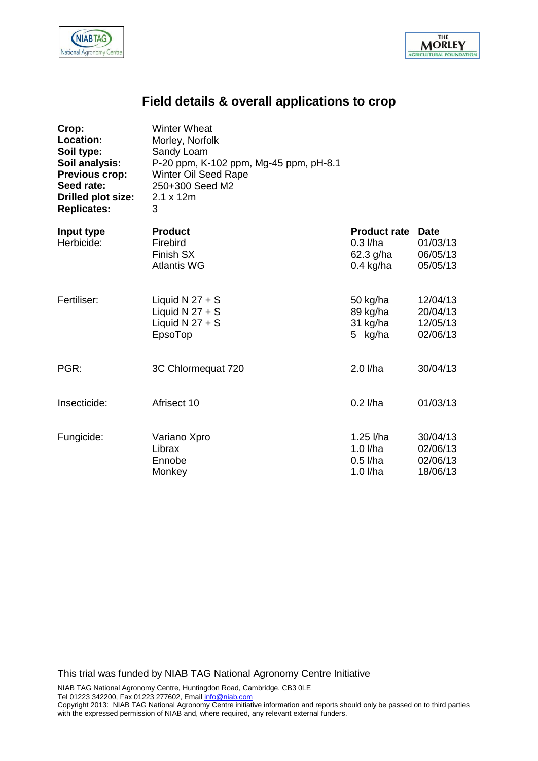# Field details & overall applications to crop

| | |
|---|---|
| **Crop:** | Winter Wheat |
| **Location:** | Morley, Norfolk |
| **Soil type:** | Sandy Loam |
| **Soil analysis:** | P-20 ppm, K-102 ppm, Mg-45 ppm, pH-8.1 |
| **Previous crop:** | Winter Oil Seed Rape |
| **Seed rate:** | 250+300 Seed M2 |
| **Drilled plot size:** | 2.1 x 12m |
| **Replicates:** | 3 |

| Input type | Product | Product rate | Date |
|---|---|---|---|
| Herbicide: | Firebird | 0.3 l/ha | 01/03/13 |
| | Finish SX | 62.3 g/ha | 06/05/13 |
| | Atlantis WG | 0.4 kg/ha | 05/05/13 |
| Fertiliser: | Liquid N 27 + S | 50 kg/ha | 12/04/13 |
| | Liquid N 27 + S | 89 kg/ha | 20/04/13 |
| | Liquid N 27 + S | 31 kg/ha | 12/05/13 |
| | EpsoTop | 5 kg/ha | 02/06/13 |
| PGR: | 3C Chlormequat 720 | 2.0 l/ha | 30/04/13 |
| Insecticide: | Afrisect 10 | 0.2 l/ha | 01/03/13 |
| Fungicide: | Variano Xpro | 1.25 l/ha | 30/04/13 |
| | Librax | 1.0 l/ha | 02/06/13 |
| | Ennobe | 0.5 l/ha | 02/06/13 |
| | Monkey | 1.0 l/ha | 18/06/13 |

This trial was funded by NIAB TAG National Agronomy Centre Initiative

NIAB TAG National Agronomy Centre, Huntingdon Road, Cambridge, CB3 0LE
Tel 01223 342200, Fax 01223 277602, Email info@niab.com
Copyright 2013: NIAB TAG National Agronomy Centre initiative information and reports should only be passed on to third parties with the expressed permission of NIAB and, where required, any relevant external funders.